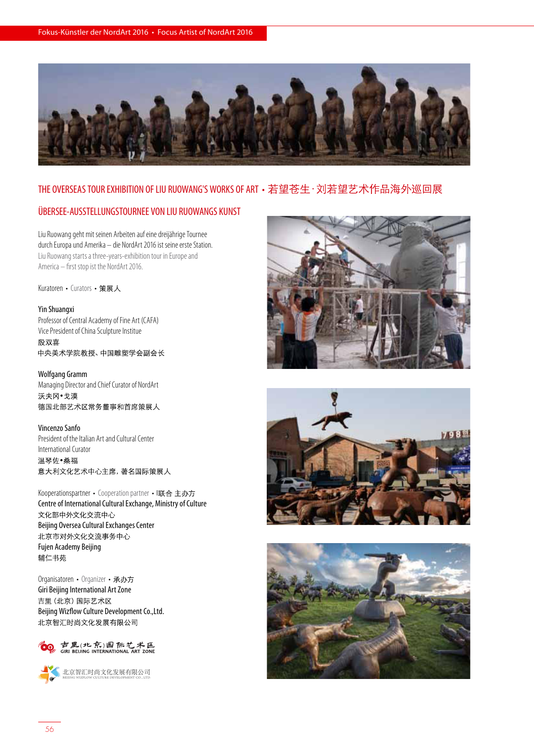# THE OVERSEAS TOUR EXHIBITION OF LIU RUOWANG'S WORKS OF ART • 若望苍生·刘若望艺术作品海外巡回展

## ÜBERSEE-AUSSTELLUNGSTOURNEE VON LIU RUOWANGS KUNST

Liu Ruowang geht mit seinen Arbeiten auf eine dreijährige Tournee durch Europa und Amerika – die NordArt 2016 ist seine erste Station.

Liu Ruowang starts a three-years-exhibition tour in Europe and America – first stop ist the NordArt 2016.

Kuratoren • Curators • 策展人

**Yin Shuangxi**
Professor of Central Academy of Fine Art (CAFA)
Vice President of China Sculpture Institue
殷双喜
中央美术学院教授、中国雕塑学会副会长

**Wolfgang Gramm**
Managing Director and Chief Curator of NordArt
沃夫冈•戈漠
德国北部艺术区常务董事和首席策展人

**Vincenzo Sanfo**
President of the Italian Art and Cultural Center
International Curator
温琴佐•桑福
意大利文化艺术中心主席，著名国际策展人

Kooperationspartner • Cooperation partner • l联合 主办方

Centre of International Cultural Exchange, Ministry of Culture
文化部中外文化交流中心
Beijing Oversea Cultural Exchanges Center
北京市对外文化交流事务中心
Fujen Academy Beijing
辅仁书苑

Organisatoren • Organizer • 承办方

Giri Beijing International Art Zone
吉里（北京）国际艺术区
Beijing Wizflow Culture Development Co.,Ltd.
北京智汇时尚文化发展有限公司

吉里(北京)国际艺术区 GIRI BEIJING INTERNATIONAL ART ZONE

北京智汇时尚文化发展有限公司 BEIJING WIZFLOW CULTURE DEVELOPMENT CO., LTD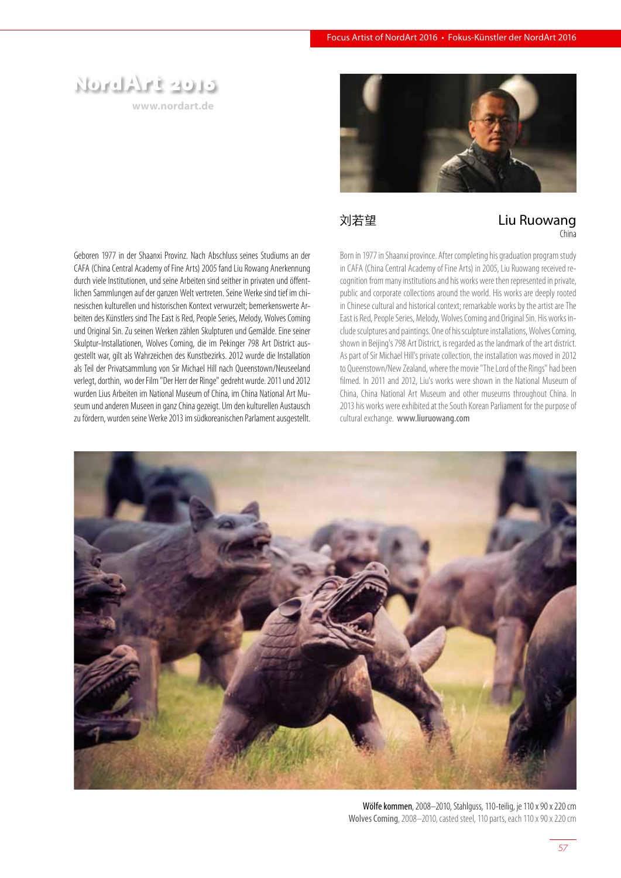Focus Artist of NordArt 2016 • Fokus-Künstler der NordArt 2016

NordArt 2016

www.nordart.de

## 刘若望

## Liu Ruowang

China

Geboren 1977 in der Shaanxi Provinz. Nach Abschluss seines Studiums an der CAFA (China Central Academy of Fine Arts) 2005 fand Liu Rowang Anerkennung durch viele Institutionen, und seine Arbeiten sind seither in privaten und öffentlichen Sammlungen auf der ganzen Welt vertreten. Seine Werke sind tief im chinesischen kulturellen und historischen Kontext verwurzelt; bemerkenswerte Arbeiten des Künstlers sind The East is Red, People Series, Melody, Wolves Coming und Original Sin. Zu seinen Werken zählen Skulpturen und Gemälde. Eine seiner Skulptur-Installationen, Wolves Coming, die im Pekinger 798 Art District ausgestellt war, gilt als Wahrzeichen des Kunstbezirks. 2012 wurde die Installation als Teil der Privatsammlung von Sir Michael Hill nach Queenstown/Neuseeland verlegt, dorthin, wo der Film "Der Herr der Ringe" gedreht wurde. 2011 und 2012 wurden Lius Arbeiten im National Museum of China, im China National Art Museum und anderen Museen in ganz China gezeigt. Um den kulturellen Austausch zu fördern, wurden seine Werke 2013 im südkoreanischen Parlament ausgestellt.

Born in 1977 in Shaanxi province. After completing his graduation program study in CAFA (China Central Academy of Fine Arts) in 2005, Liu Ruowang received recognition from many institutions and his works were then represented in private, public and corporate collections around the world. His works are deeply rooted in Chinese cultural and historical context; remarkable works by the artist are The East is Red, People Series, Melody, Wolves Coming and Original Sin. His works include sculptures and paintings. One of his sculpture installations, Wolves Coming, shown in Beijing's 798 Art District, is regarded as the landmark of the art district. As part of Sir Michael Hill's private collection, the installation was moved in 2012 to Queenstown/New Zealand, where the movie "The Lord of the Rings" had been filmed. In 2011 and 2012, Liu's works were shown in the National Museum of China, China National Art Museum and other museums throughout China. In 2013 his works were exhibited at the South Korean Parliament for the purpose of cultural exchange. **www.liuruowang.com**

**Wölfe kommen**, 2008–2010, Stahlguss, 110-teilig, je 110 x 90 x 220 cm
**Wolves Coming**, 2008–2010, casted steel, 110 parts, each 110 x 90 x 220 cm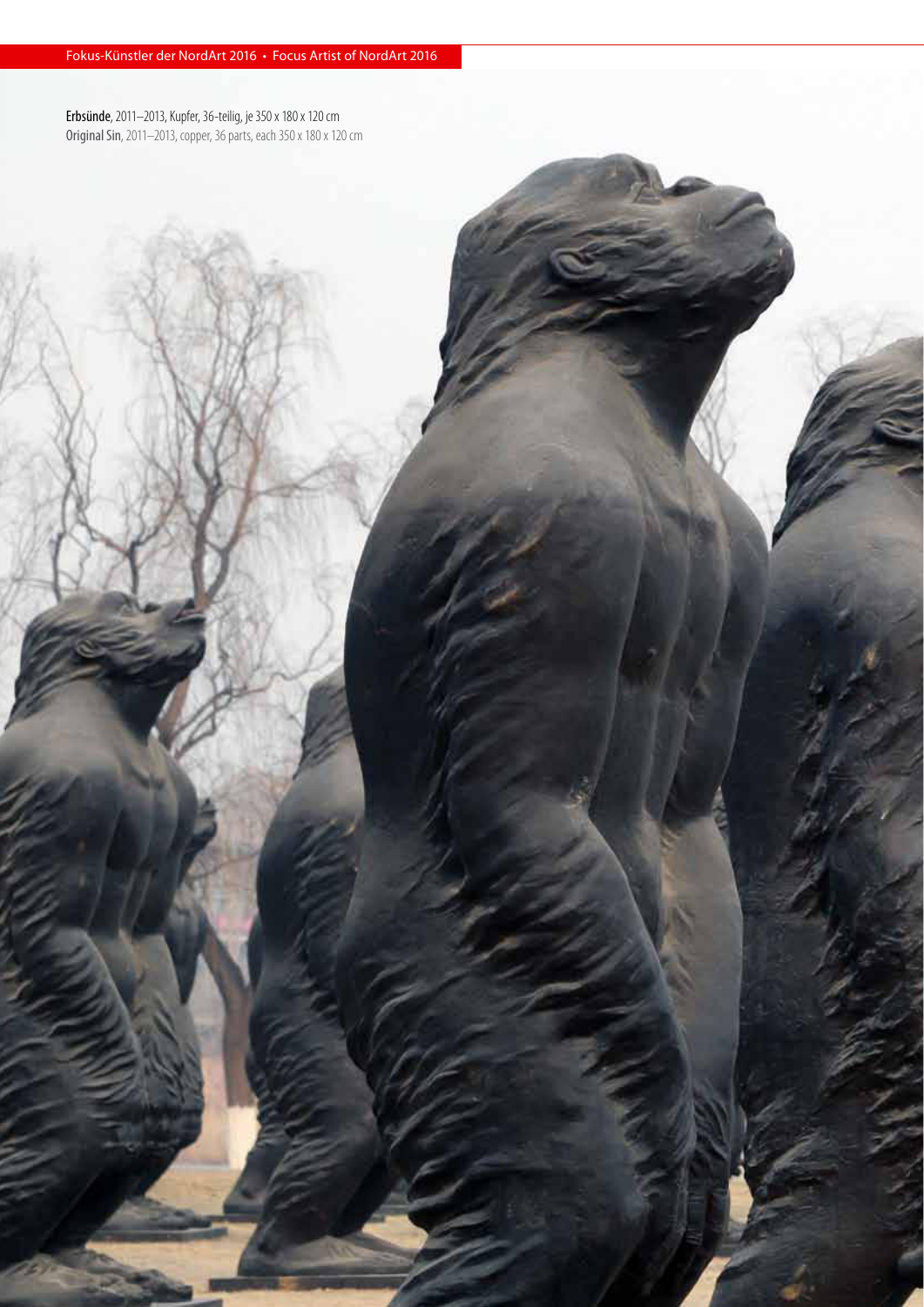**Erbsünde**, 2011–2013, Kupfer, 36-teilig, je 350 x 180 x 120 cm
**Original Sin**, 2011–2013, copper, 36 parts, each 350 x 180 x 120 cm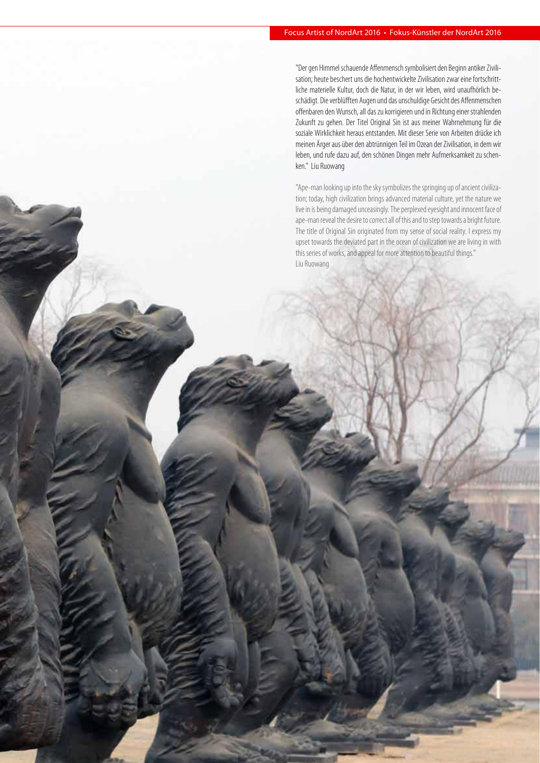"Der gen Himmel schauende Affenmensch symbolisiert den Beginn antiker Zivilisation; heute beschert uns die hochentwickelte Zivilisation zwar eine fortschrittliche materielle Kultur, doch die Natur, in der wir leben, wird unaufhörlich beschädigt. Die verblüfften Augen und das unschuldige Gesicht des Affenmenschen offenbaren den Wunsch, all das zu korrigieren und in Richtung einer strahlenden Zukunft zu gehen. Der Titel Original Sin ist aus meiner Wahrnehmung für die soziale Wirklichkeit heraus entstanden. Mit dieser Serie von Arbeiten drücke ich meinen Ärger aus über den abtrünnigen Teil im Ozean der Zivilisation, in dem wir leben, und rufe dazu auf, den schönen Dingen mehr Aufmerksamkeit zu schenken." Liu Ruowang

"Ape-man looking up into the sky symbolizes the springing up of ancient civilization; today, high civilization brings advanced material culture, yet the nature we live in is being damaged unceasingly. The perplexed eyesight and innocent face of ape-man reveal the desire to correct all of this and to step towards a bright future. The title of Original Sin originated from my sense of social reality. I express my upset towards the deviated part in the ocean of civilization we are living in with this series of works, and appeal for more attention to beautiful things."
Liu Ruowang